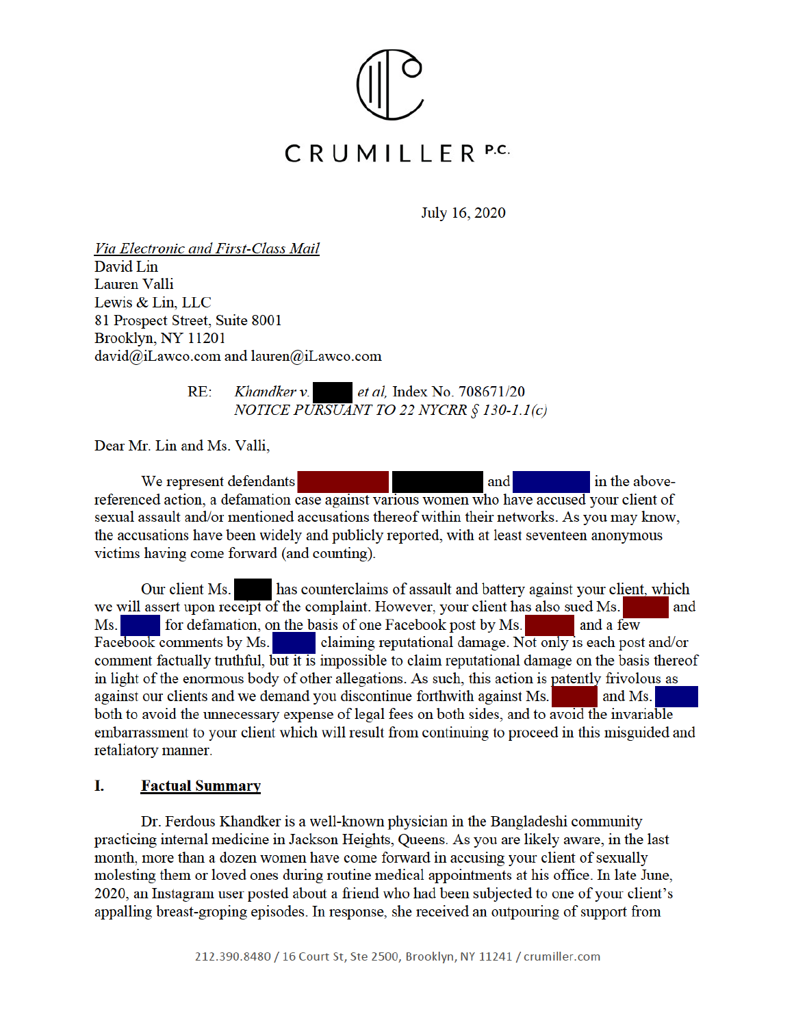CRUMILLER P.C.

July 16, 2020

*Via Electronic and First-Class Mail*
David Lin
Lauren Valli
Lewis & Lin, LLC
81 Prospect Street, Suite 8001
Brooklyn, NY 11201
david@iLawco.com and lauren@iLawco.com

RE: *Khandker v.* [REDACTED] *et al,* Index No. 708671/20
*NOTICE PURSUANT TO 22 NYCRR § 130-1.1(c)*

Dear Mr. Lin and Ms. Valli,

We represent defendants [REDACTED] [REDACTED] and [REDACTED] in the above-referenced action, a defamation case against various women who have accused your client of sexual assault and/or mentioned accusations thereof within their networks. As you may know, the accusations have been widely and publicly reported, with at least seventeen anonymous victims having come forward (and counting).

Our client Ms. [REDACTED] has counterclaims of assault and battery against your client, which we will assert upon receipt of the complaint. However, your client has also sued Ms. [REDACTED] and Ms. [REDACTED] for defamation, on the basis of one Facebook post by Ms. [REDACTED] and a few Facebook comments by Ms. [REDACTED] claiming reputational damage. Not only is each post and/or comment factually truthful, but it is impossible to claim reputational damage on the basis thereof in light of the enormous body of other allegations. As such, this action is patently frivolous as against our clients and we demand you discontinue forthwith against Ms. [REDACTED] and Ms. [REDACTED] both to avoid the unnecessary expense of legal fees on both sides, and to avoid the invariable embarrassment to your client which will result from continuing to proceed in this misguided and retaliatory manner.

## I. Factual Summary

Dr. Ferdous Khandker is a well-known physician in the Bangladeshi community practicing internal medicine in Jackson Heights, Queens. As you are likely aware, in the last month, more than a dozen women have come forward in accusing your client of sexually molesting them or loved ones during routine medical appointments at his office. In late June, 2020, an Instagram user posted about a friend who had been subjected to one of your client's appalling breast-groping episodes. In response, she received an outpouring of support from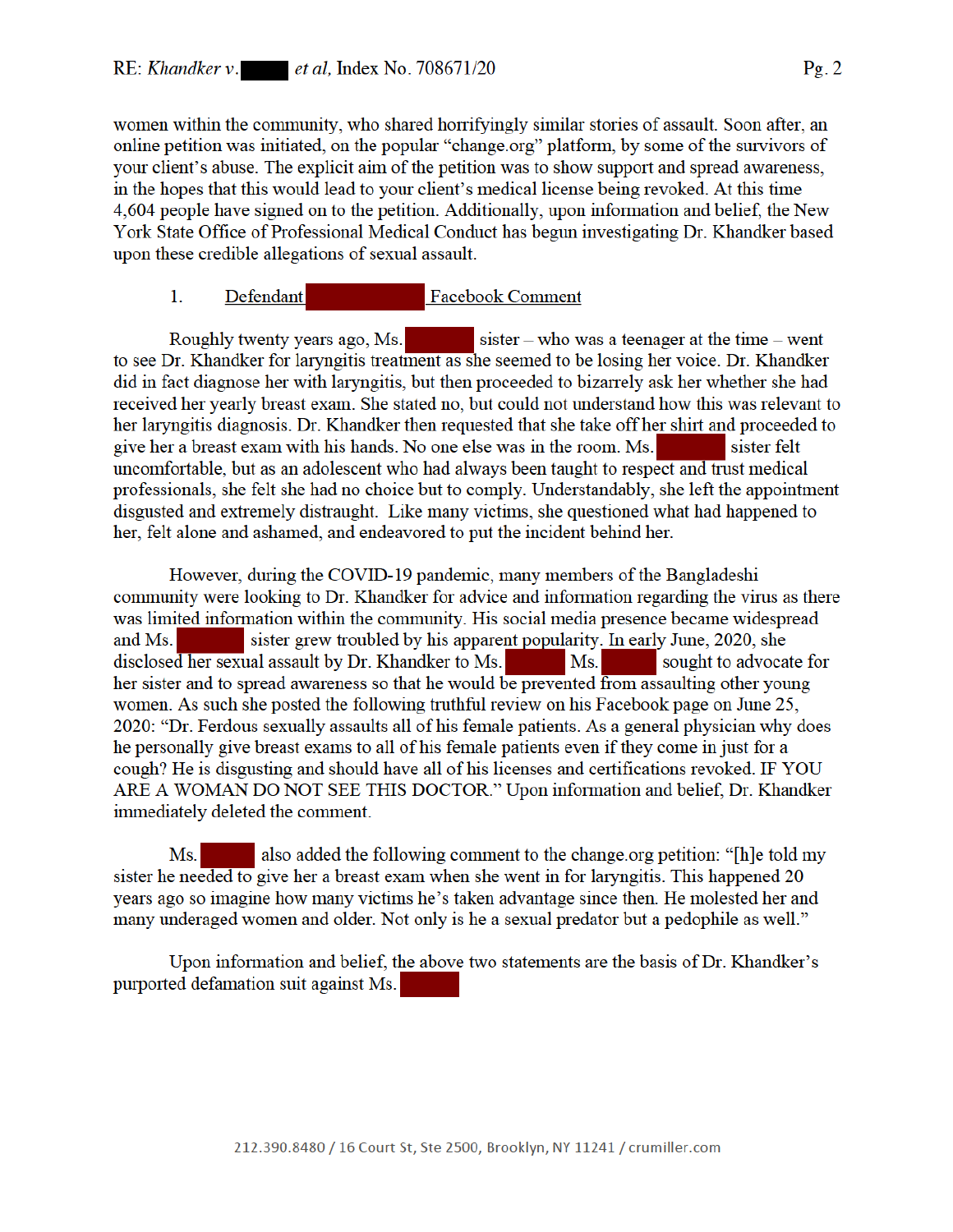women within the community, who shared horrifyingly similar stories of assault. Soon after, an online petition was initiated, on the popular "change.org" platform, by some of the survivors of your client's abuse. The explicit aim of the petition was to show support and spread awareness, in the hopes that this would lead to your client's medical license being revoked. At this time 4,604 people have signed on to the petition. Additionally, upon information and belief, the New York State Office of Professional Medical Conduct has begun investigating Dr. Khandker based upon these credible allegations of sexual assault.

1. <u>Defendant [REDACTED] Facebook Comment</u>

Roughly twenty years ago, Ms. [REDACTED] sister – who was a teenager at the time – went to see Dr. Khandker for laryngitis treatment as she seemed to be losing her voice. Dr. Khandker did in fact diagnose her with laryngitis, but then proceeded to bizarrely ask her whether she had received her yearly breast exam. She stated no, but could not understand how this was relevant to her laryngitis diagnosis. Dr. Khandker then requested that she take off her shirt and proceeded to give her a breast exam with his hands. No one else was in the room. Ms. [REDACTED] sister felt uncomfortable, but as an adolescent who had always been taught to respect and trust medical professionals, she felt she had no choice but to comply. Understandably, she left the appointment disgusted and extremely distraught. Like many victims, she questioned what had happened to her, felt alone and ashamed, and endeavored to put the incident behind her.

However, during the COVID-19 pandemic, many members of the Bangladeshi community were looking to Dr. Khandker for advice and information regarding the virus as there was limited information within the community. His social media presence became widespread and Ms. [REDACTED] sister grew troubled by his apparent popularity. In early June, 2020, she disclosed her sexual assault by Dr. Khandker to Ms. [REDACTED] Ms. [REDACTED] sought to advocate for her sister and to spread awareness so that he would be prevented from assaulting other young women. As such she posted the following truthful review on his Facebook page on June 25, 2020: "Dr. Ferdous sexually assaults all of his female patients. As a general physician why does he personally give breast exams to all of his female patients even if they come in just for a cough? He is disgusting and should have all of his licenses and certifications revoked. IF YOU ARE A WOMAN DO NOT SEE THIS DOCTOR." Upon information and belief, Dr. Khandker immediately deleted the comment.

Ms. [REDACTED] also added the following comment to the change.org petition: "[h]e told my sister he needed to give her a breast exam when she went in for laryngitis. This happened 20 years ago so imagine how many victims he's taken advantage since then. He molested her and many underaged women and older. Not only is he a sexual predator but a pedophile as well."

Upon information and belief, the above two statements are the basis of Dr. Khandker's purported defamation suit against Ms. [REDACTED]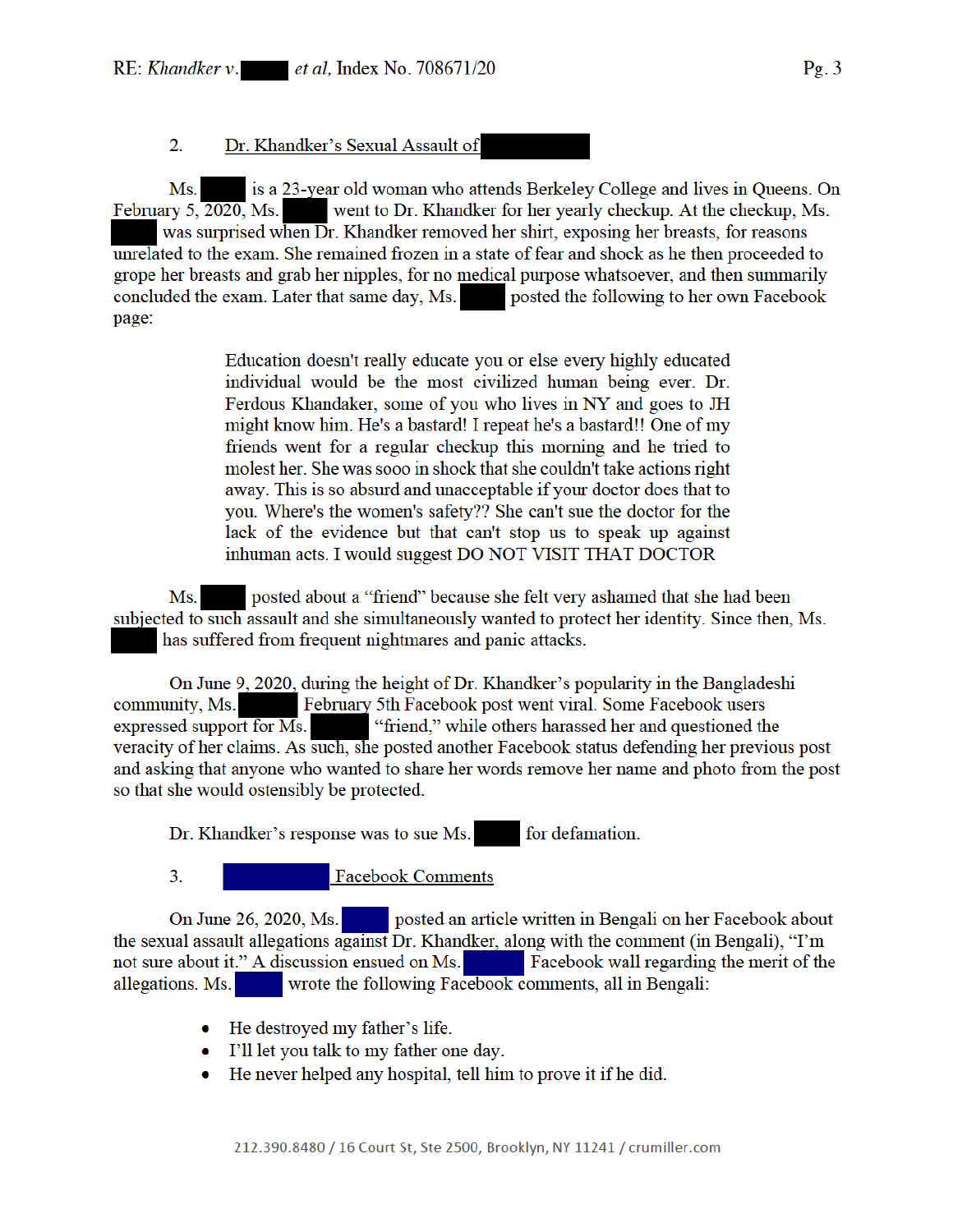2. Dr. Khandker's Sexual Assault of [REDACTED]

Ms. [REDACTED] is a 23-year old woman who attends Berkeley College and lives in Queens. On February 5, 2020, Ms. [REDACTED] went to Dr. Khandker for her yearly checkup. At the checkup, Ms. [REDACTED] was surprised when Dr. Khandker removed her shirt, exposing her breasts, for reasons unrelated to the exam. She remained frozen in a state of fear and shock as he then proceeded to grope her breasts and grab her nipples, for no medical purpose whatsoever, and then summarily concluded the exam. Later that same day, Ms. [REDACTED] posted the following to her own Facebook page:

> Education doesn't really educate you or else every highly educated individual would be the most civilized human being ever. Dr. Ferdous Khandaker, some of you who lives in NY and goes to JH might know him. He's a bastard! I repeat he's a bastard!! One of my friends went for a regular checkup this morning and he tried to molest her. She was sooo in shock that she couldn't take actions right away. This is so absurd and unacceptable if your doctor does that to you. Where's the women's safety?? She can't sue the doctor for the lack of the evidence but that can't stop us to speak up against inhuman acts. I would suggest DO NOT VISIT THAT DOCTOR

Ms. [REDACTED] posted about a "friend" because she felt very ashamed that she had been subjected to such assault and she simultaneously wanted to protect her identity. Since then, Ms. [REDACTED] has suffered from frequent nightmares and panic attacks.

On June 9, 2020, during the height of Dr. Khandker's popularity in the Bangladeshi community, Ms. [REDACTED] February 5th Facebook post went viral. Some Facebook users expressed support for Ms. [REDACTED] "friend," while others harassed her and questioned the veracity of her claims. As such, she posted another Facebook status defending her previous post and asking that anyone who wanted to share her words remove her name and photo from the post so that she would ostensibly be protected.

Dr. Khandker's response was to sue Ms. [REDACTED] for defamation.

3. [REDACTED] Facebook Comments

On June 26, 2020, Ms. [REDACTED] posted an article written in Bengali on her Facebook about the sexual assault allegations against Dr. Khandker, along with the comment (in Bengali), "I'm not sure about it." A discussion ensued on Ms. [REDACTED] Facebook wall regarding the merit of the allegations. Ms. [REDACTED] wrote the following Facebook comments, all in Bengali:

- He destroyed my father's life.
- I'll let you talk to my father one day.
- He never helped any hospital, tell him to prove it if he did.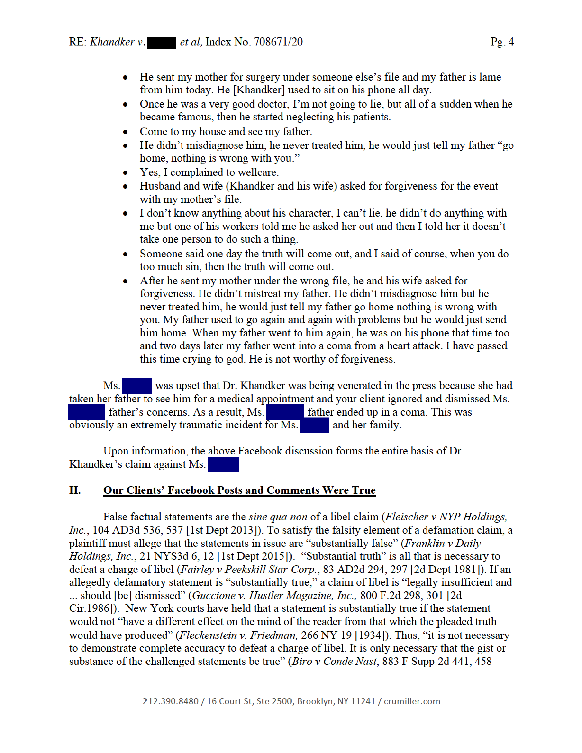- He sent my mother for surgery under someone else's file and my father is lame from him today. He [Khandker] used to sit on his phone all day.
- Once he was a very good doctor, I'm not going to lie, but all of a sudden when he became famous, then he started neglecting his patients.
- Come to my house and see my father.
- He didn't misdiagnose him, he never treated him, he would just tell my father "go home, nothing is wrong with you."
- Yes, I complained to wellcare.
- Husband and wife (Khandker and his wife) asked for forgiveness for the event with my mother's file.
- I don't know anything about his character, I can't lie, he didn't do anything with me but one of his workers told me he asked her out and then I told her it doesn't take one person to do such a thing.
- Someone said one day the truth will come out, and I said of course, when you do too much sin, then the truth will come out.
- After he sent my mother under the wrong file, he and his wife asked for forgiveness. He didn't mistreat my father. He didn't misdiagnose him but he never treated him, he would just tell my father go home nothing is wrong with you. My father used to go again and again with problems but he would just send him home. When my father went to him again, he was on his phone that time too and two days later my father went into a coma from a heart attack. I have passed this time crying to god. He is not worthy of forgiveness.

Ms. ███ was upset that Dr. Khandker was being venerated in the press because she had taken her father to see him for a medical appointment and your client ignored and dismissed Ms. ███ father's concerns. As a result, Ms. ███ father ended up in a coma. This was obviously an extremely traumatic incident for Ms. ███ and her family.

Upon information, the above Facebook discussion forms the entire basis of Dr. Khandker's claim against Ms. ███

## II. Our Clients' Facebook Posts and Comments Were True

False factual statements are the *sine qua non* of a libel claim (*Fleischer v NYP Holdings, Inc.*, 104 AD3d 536, 537 [1st Dept 2013]). To satisfy the falsity element of a defamation claim, a plaintiff must allege that the statements in issue are "substantially false" (*Franklin v Daily Holdings, Inc.*, 21 NYS3d 6, 12 [1st Dept 2015]). "Substantial truth" is all that is necessary to defeat a charge of libel (*Fairley v Peekskill Star Corp.*, 83 AD2d 294, 297 [2d Dept 1981]). If an allegedly defamatory statement is "substantially true," a claim of libel is "legally insufficient and ... should [be] dismissed" (*Guccione v. Hustler Magazine, Inc.*, 800 F.2d 298, 301 [2d Cir.1986]). New York courts have held that a statement is substantially true if the statement would not "have a different effect on the mind of the reader from that which the pleaded truth would have produced" (*Fleckenstein v. Friedman*, 266 NY 19 [1934]). Thus, "it is not necessary to demonstrate complete accuracy to defeat a charge of libel. It is only necessary that the gist or substance of the challenged statements be true" (*Biro v Conde Nast*, 883 F Supp 2d 441, 458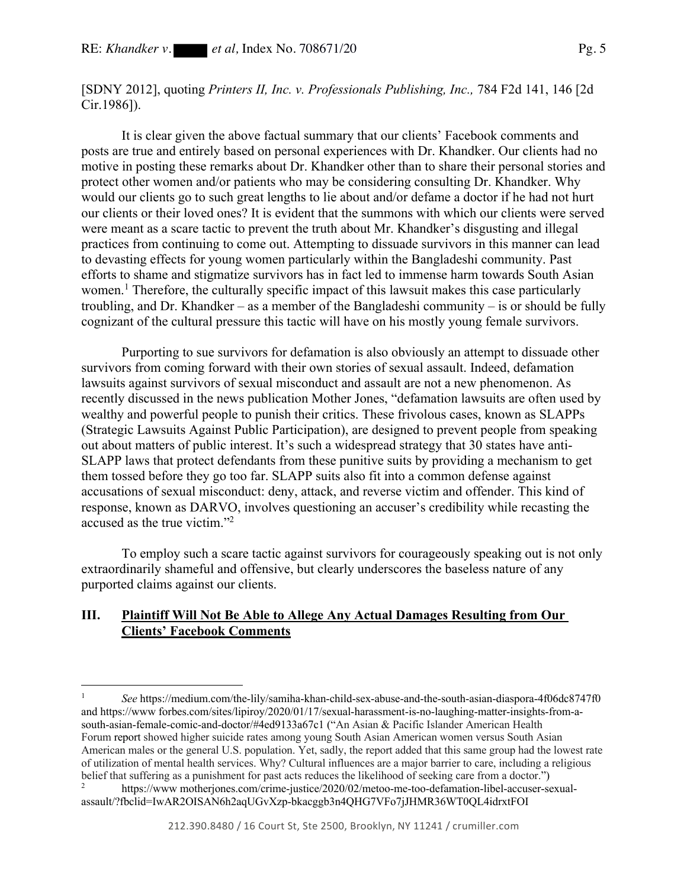[SDNY 2012], quoting *Printers II, Inc. v. Professionals Publishing, Inc.,* 784 F2d 141, 146 [2d Cir.1986]).

It is clear given the above factual summary that our clients' Facebook comments and posts are true and entirely based on personal experiences with Dr. Khandker. Our clients had no motive in posting these remarks about Dr. Khandker other than to share their personal stories and protect other women and/or patients who may be considering consulting Dr. Khandker. Why would our clients go to such great lengths to lie about and/or defame a doctor if he had not hurt our clients or their loved ones? It is evident that the summons with which our clients were served were meant as a scare tactic to prevent the truth about Mr. Khandker's disgusting and illegal practices from continuing to come out. Attempting to dissuade survivors in this manner can lead to devasting effects for young women particularly within the Bangladeshi community. Past efforts to shame and stigmatize survivors has in fact led to immense harm towards South Asian women.[1] Therefore, the culturally specific impact of this lawsuit makes this case particularly troubling, and Dr. Khandker – as a member of the Bangladeshi community – is or should be fully cognizant of the cultural pressure this tactic will have on his mostly young female survivors.

Purporting to sue survivors for defamation is also obviously an attempt to dissuade other survivors from coming forward with their own stories of sexual assault. Indeed, defamation lawsuits against survivors of sexual misconduct and assault are not a new phenomenon. As recently discussed in the news publication Mother Jones, "defamation lawsuits are often used by wealthy and powerful people to punish their critics. These frivolous cases, known as SLAPPs (Strategic Lawsuits Against Public Participation), are designed to prevent people from speaking out about matters of public interest. It's such a widespread strategy that 30 states have anti-SLAPP laws that protect defendants from these punitive suits by providing a mechanism to get them tossed before they go too far. SLAPP suits also fit into a common defense against accusations of sexual misconduct: deny, attack, and reverse victim and offender. This kind of response, known as DARVO, involves questioning an accuser's credibility while recasting the accused as the true victim."[2]

To employ such a scare tactic against survivors for courageously speaking out is not only extraordinarily shameful and offensive, but clearly underscores the baseless nature of any purported claims against our clients.

## III. <u>Plaintiff Will Not Be Able to Allege Any Actual Damages Resulting from Our Clients' Facebook Comments</u>

---

[1] *See* https://medium.com/the-lily/samiha-khan-child-sex-abuse-and-the-south-asian-diaspora-4f06dc8747f0 and https://www forbes.com/sites/lipiroy/2020/01/17/sexual-harassment-is-no-laughing-matter-insights-from-a-south-asian-female-comic-and-doctor/#4ed9133a67c1 ("An Asian & Pacific Islander American Health Forum report showed higher suicide rates among young South Asian American women versus South Asian American males or the general U.S. population. Yet, sadly, the report added that this same group had the lowest rate of utilization of mental health services. Why? Cultural influences are a major barrier to care, including a religious belief that suffering as a punishment for past acts reduces the likelihood of seeking care from a doctor.")

[2] https://www motherjones.com/crime-justice/2020/02/metoo-me-too-defamation-libel-accuser-sexual-assault/?fbclid=IwAR2OISAN6h2aqUGvXzp-bkacggb3n4QHG7VFo7jJHMR36WT0QL4idrxtFOI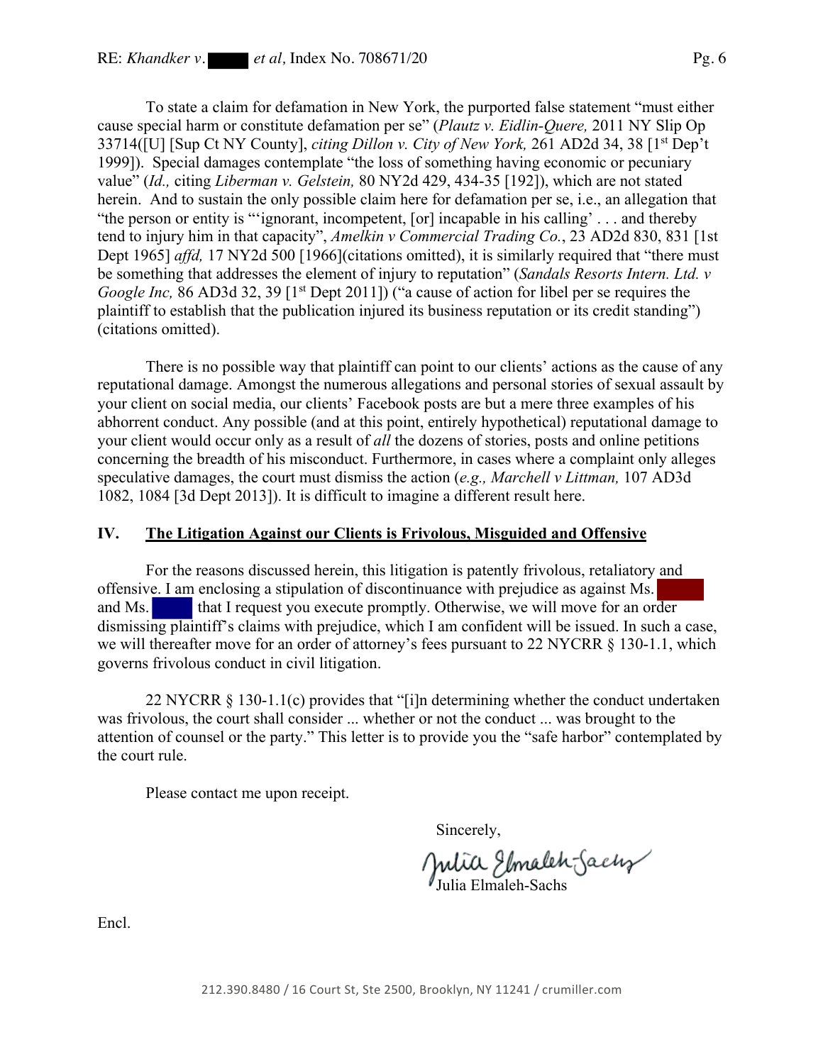To state a claim for defamation in New York, the purported false statement "must either cause special harm or constitute defamation per se" (*Plautz v. Eidlin-Quere,* 2011 NY Slip Op 33714([U] [Sup Ct NY County], *citing Dillon v. City of New York,* 261 AD2d 34, 38 [1st Dep't 1999]). Special damages contemplate "the loss of something having economic or pecuniary value" (*Id.,* citing *Liberman v. Gelstein,* 80 NY2d 429, 434-35 [192]), which are not stated herein. And to sustain the only possible claim here for defamation per se, i.e., an allegation that "the person or entity is "'ignorant, incompetent, [or] incapable in his calling' . . . and thereby tend to injury him in that capacity", *Amelkin v Commercial Trading Co.*, 23 AD2d 830, 831 [1st Dept 1965] *affd,* 17 NY2d 500 [1966](citations omitted), it is similarly required that "there must be something that addresses the element of injury to reputation" (*Sandals Resorts Intern. Ltd. v Google Inc,* 86 AD3d 32, 39 [1st Dept 2011]) ("a cause of action for libel per se requires the plaintiff to establish that the publication injured its business reputation or its credit standing") (citations omitted).

There is no possible way that plaintiff can point to our clients' actions as the cause of any reputational damage. Amongst the numerous allegations and personal stories of sexual assault by your client on social media, our clients' Facebook posts are but a mere three examples of his abhorrent conduct. Any possible (and at this point, entirely hypothetical) reputational damage to your client would occur only as a result of *all* the dozens of stories, posts and online petitions concerning the breadth of his misconduct. Furthermore, in cases where a complaint only alleges speculative damages, the court must dismiss the action (*e.g., Marchell v Littman,* 107 AD3d 1082, 1084 [3d Dept 2013]). It is difficult to imagine a different result here.

## IV. <u>The Litigation Against our Clients is Frivolous, Misguided and Offensive</u>

For the reasons discussed herein, this litigation is patently frivolous, retaliatory and offensive. I am enclosing a stipulation of discontinuance with prejudice as against Ms. [redacted] and Ms. [redacted] that I request you execute promptly. Otherwise, we will move for an order dismissing plaintiff's claims with prejudice, which I am confident will be issued. In such a case, we will thereafter move for an order of attorney's fees pursuant to 22 NYCRR § 130-1.1, which governs frivolous conduct in civil litigation.

22 NYCRR § 130-1.1(c) provides that "[i]n determining whether the conduct undertaken was frivolous, the court shall consider ... whether or not the conduct ... was brought to the attention of counsel or the party." This letter is to provide you the "safe harbor" contemplated by the court rule.

Please contact me upon receipt.

Sincerely,

Julia Elmaleh-Sachs

Julia Elmaleh-Sachs

Encl.